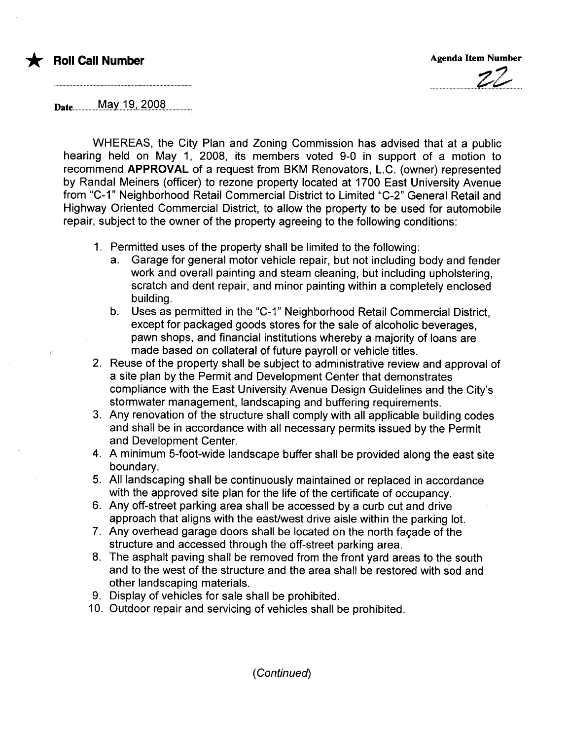★ **Roll Call Number**

**Agenda Item Number**

22

Date May 19, 2008

WHEREAS, the City Plan and Zoning Commission has advised that at a public hearing held on May 1, 2008, its members voted 9-0 in support of a motion to recommend **APPROVAL** of a request from BKM Renovators, L.C. (owner) represented by Randal Meiners (officer) to rezone property located at 1700 East University Avenue from "C-1" Neighborhood Retail Commercial District to Limited "C-2" General Retail and Highway Oriented Commercial District, to allow the property to be used for automobile repair, subject to the owner of the property agreeing to the following conditions:

1. Permitted uses of the property shall be limited to the following:
   a. Garage for general motor vehicle repair, but not including body and fender work and overall painting and steam cleaning, but including upholstering, scratch and dent repair, and minor painting within a completely enclosed building.
   b. Uses as permitted in the "C-1" Neighborhood Retail Commercial District, except for packaged goods stores for the sale of alcoholic beverages, pawn shops, and financial institutions whereby a majority of loans are made based on collateral of future payroll or vehicle titles.
2. Reuse of the property shall be subject to administrative review and approval of a site plan by the Permit and Development Center that demonstrates compliance with the East University Avenue Design Guidelines and the City's stormwater management, landscaping and buffering requirements.
3. Any renovation of the structure shall comply with all applicable building codes and shall be in accordance with all necessary permits issued by the Permit and Development Center.
4. A minimum 5-foot-wide landscape buffer shall be provided along the east site boundary.
5. All landscaping shall be continuously maintained or replaced in accordance with the approved site plan for the life of the certificate of occupancy.
6. Any off-street parking area shall be accessed by a curb cut and drive approach that aligns with the east/west drive aisle within the parking lot.
7. Any overhead garage doors shall be located on the north façade of the structure and accessed through the off-street parking area.
8. The asphalt paving shall be removed from the front yard areas to the south and to the west of the structure and the area shall be restored with sod and other landscaping materials.
9. Display of vehicles for sale shall be prohibited.
10. Outdoor repair and servicing of vehicles shall be prohibited.

(*Continued*)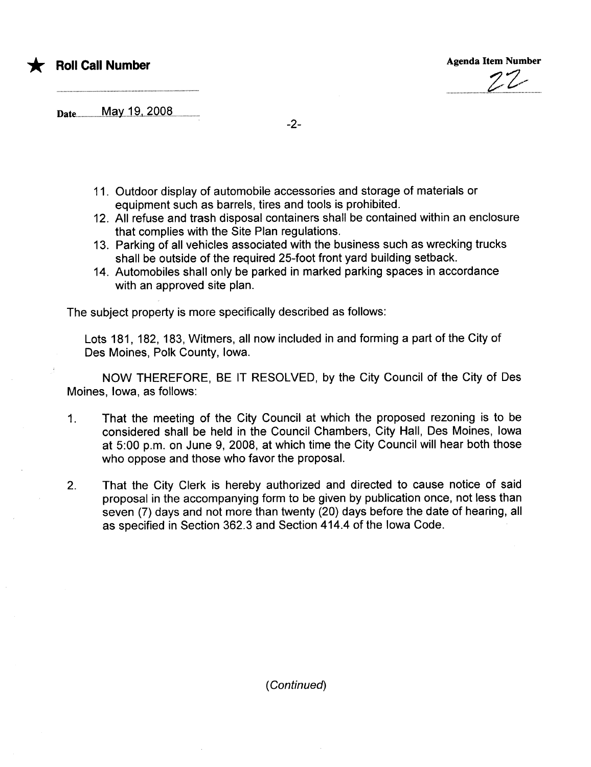11. Outdoor display of automobile accessories and storage of materials or equipment such as barrels, tires and tools is prohibited.
12. All refuse and trash disposal containers shall be contained within an enclosure that complies with the Site Plan regulations.
13. Parking of all vehicles associated with the business such as wrecking trucks shall be outside of the required 25-foot front yard building setback.
14. Automobiles shall only be parked in marked parking spaces in accordance with an approved site plan.

The subject property is more specifically described as follows:

Lots 181, 182, 183, Witmers, all now included in and forming a part of the City of Des Moines, Polk County, Iowa.

NOW THEREFORE, BE IT RESOLVED, by the City Council of the City of Des Moines, Iowa, as follows:

1. That the meeting of the City Council at which the proposed rezoning is to be considered shall be held in the Council Chambers, City Hall, Des Moines, Iowa at 5:00 p.m. on June 9, 2008, at which time the City Council will hear both those who oppose and those who favor the proposal.

2. That the City Clerk is hereby authorized and directed to cause notice of said proposal in the accompanying form to be given by publication once, not less than seven (7) days and not more than twenty (20) days before the date of hearing, all as specified in Section 362.3 and Section 414.4 of the Iowa Code.

(*Continued*)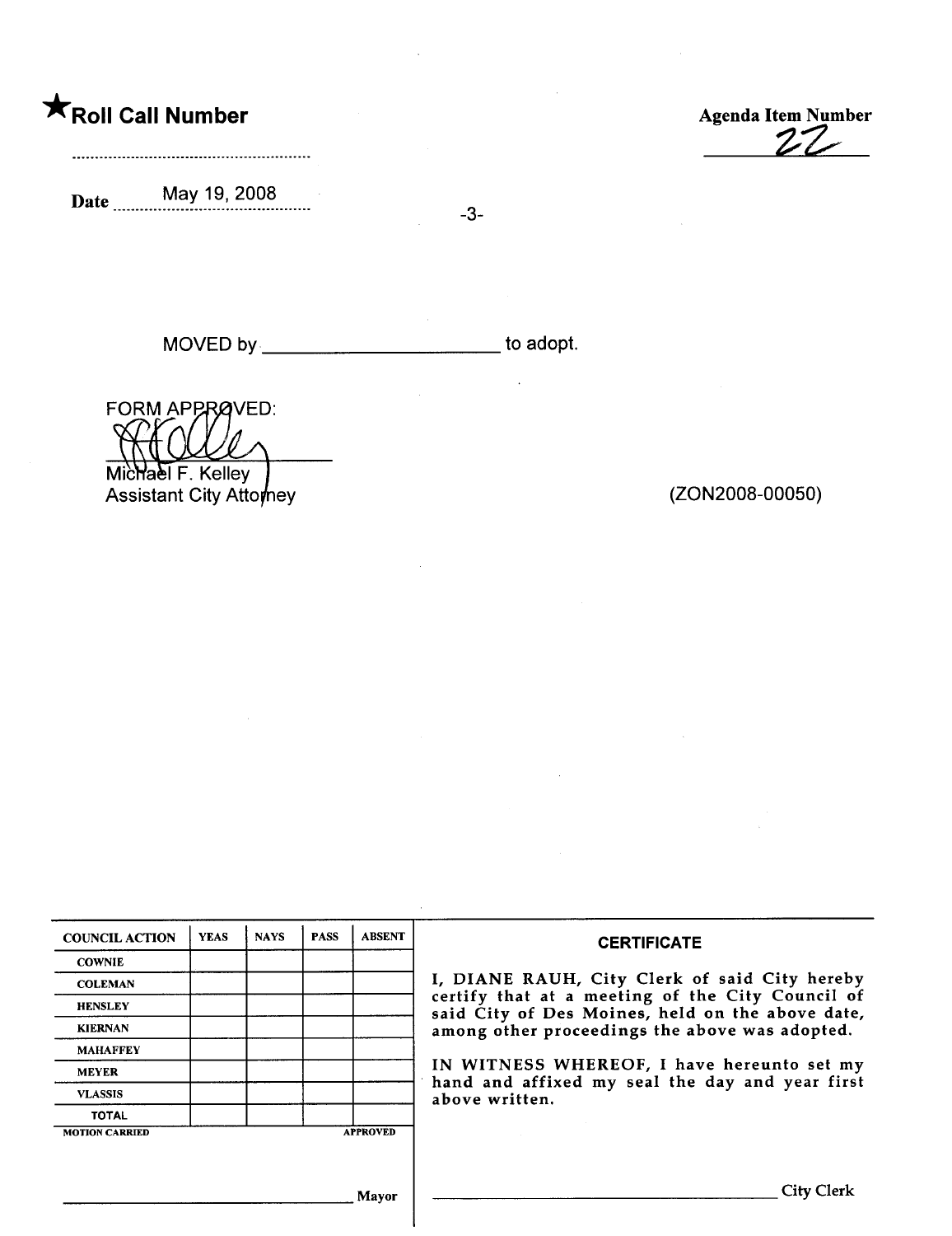★**Roll Call Number**

**Agenda Item Number**
22

**Date** May 19, 2008

MOVED by ______________________ to adopt.

FORM APPROVED:

Michael F. Kelley
Assistant City Attorney

(ZON2008-00050)

| COUNCIL ACTION | YEAS | NAYS | PASS | ABSENT |
|---|---|---|---|---|
| COWNIE | | | | |
| COLEMAN | | | | |
| HENSLEY | | | | |
| KIERNAN | | | | |
| MAHAFFEY | | | | |
| MEYER | | | | |
| VLASSIS | | | | |
| TOTAL | | | | |

MOTION CARRIED APPROVED

______________________ Mayor

**CERTIFICATE**

I, DIANE RAUH, City Clerk of said City hereby certify that at a meeting of the City Council of said City of Des Moines, held on the above date, among other proceedings the above was adopted.

IN WITNESS WHEREOF, I have hereunto set my hand and affixed my seal the day and year first above written.

______________________ City Clerk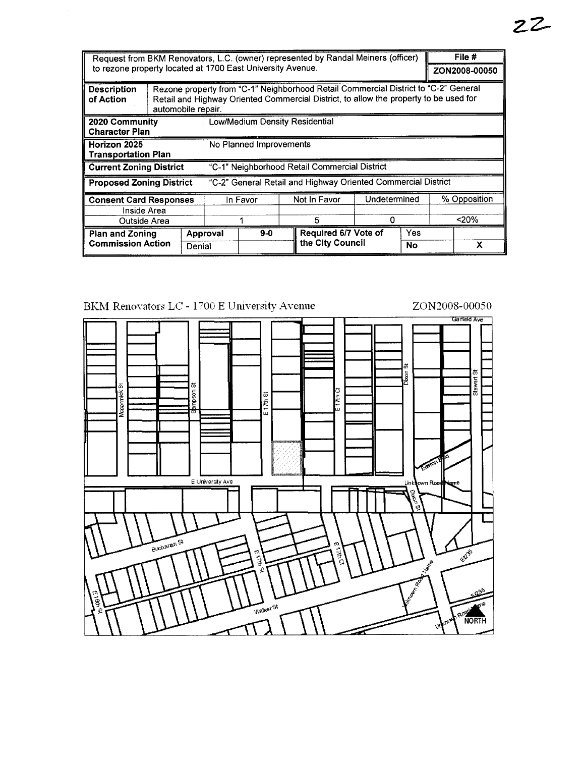22

| Request from BKM Renovators, L.C. (owner) represented by Randal Meiners (officer) to rezone property located at 1700 East University Avenue. | | | | | | | File # ZON2008-00050 |
|---|---|---|---|---|---|---|---|
| **Description of Action** | Rezone property from "C-1" Neighborhood Retail Commercial District to "C-2" General Retail and Highway Oriented Commercial District, to allow the property to be used for automobile repair. | | | | | | |
| **2020 Community Character Plan** | Low/Medium Density Residential | | | | | | |
| **Horizon 2025 Transportation Plan** | No Planned Improvements | | | | | | |
| **Current Zoning District** | "C-1" Neighborhood Retail Commercial District | | | | | | |
| **Proposed Zoning District** | "C-2" General Retail and Highway Oriented Commercial District | | | | | | |
| **Consent Card Responses** | In Favor | | Not In Favor | Undetermined | | | % Opposition |
| Inside Area | | | | | | | |
| Outside Area | 1 | | 5 | 0 | | | <20% |
| **Plan and Zoning Commission Action** | Approval | 9-0 | **Required 6/7 Vote of the City Council** | Yes | | | |
| | Denial | | | No | | | X |

BKM Renovators LC - 1700 E University Avenue

ZON2008-00050

Garfield Ave
Mccormick St
Sampson St
E 17th St
E 17th Ct
Dixon St
Stewart St
Easton Blvd
E University Ave
Unknown Road Name
Dixon St
Buchanan St
E 17th St
E 17th Ct
E 18th St
Walker St
Unknown Road Name
E I235
E I235
Unknown Road Name
NORTH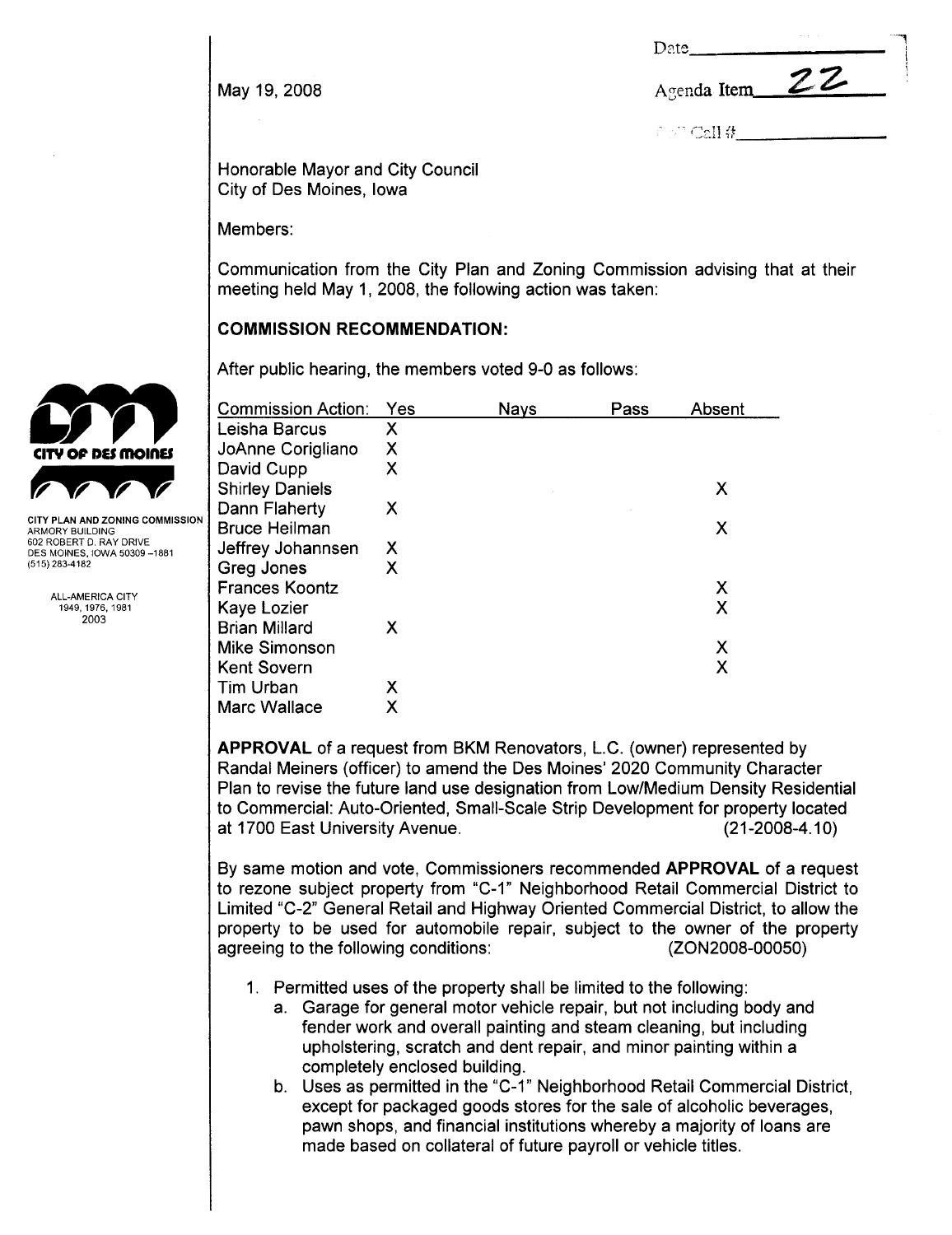May 19, 2008

Date\_\_\_\_\_\_\_\_\_\_

Agenda Item 22

Roll Call #\_\_\_\_\_\_\_\_\_\_

CITY OF DES MOINES

CITY PLAN AND ZONING COMMISSION
ARMORY BUILDING
602 ROBERT D. RAY DRIVE
DES MOINES, IOWA 50309-1881
(515) 283-4182

ALL-AMERICA CITY
1949, 1976, 1981
2003

Honorable Mayor and City Council
City of Des Moines, Iowa

Members:

Communication from the City Plan and Zoning Commission advising that at their meeting held May 1, 2008, the following action was taken:

**COMMISSION RECOMMENDATION:**

After public hearing, the members voted 9-0 as follows:

| Commission Action: | Yes | Nays | Pass | Absent |
|---|---|---|---|---|
| Leisha Barcus | X | | | |
| JoAnne Corigliano | X | | | |
| David Cupp | X | | | |
| Shirley Daniels | | | | X |
| Dann Flaherty | X | | | |
| Bruce Heilman | | | | X |
| Jeffrey Johannsen | X | | | |
| Greg Jones | X | | | |
| Frances Koontz | | | | X |
| Kaye Lozier | | | | X |
| Brian Millard | X | | | |
| Mike Simonson | | | | X |
| Kent Sovern | | | | X |
| Tim Urban | X | | | |
| Marc Wallace | X | | | |

**APPROVAL** of a request from BKM Renovators, L.C. (owner) represented by Randal Meiners (officer) to amend the Des Moines' 2020 Community Character Plan to revise the future land use designation from Low/Medium Density Residential to Commercial: Auto-Oriented, Small-Scale Strip Development for property located at 1700 East University Avenue. (21-2008-4.10)

By same motion and vote, Commissioners recommended **APPROVAL** of a request to rezone subject property from "C-1" Neighborhood Retail Commercial District to Limited "C-2" General Retail and Highway Oriented Commercial District, to allow the property to be used for automobile repair, subject to the owner of the property agreeing to the following conditions: (ZON2008-00050)

1. Permitted uses of the property shall be limited to the following:
   a. Garage for general motor vehicle repair, but not including body and fender work and overall painting and steam cleaning, but including upholstering, scratch and dent repair, and minor painting within a completely enclosed building.
   b. Uses as permitted in the "C-1" Neighborhood Retail Commercial District, except for packaged goods stores for the sale of alcoholic beverages, pawn shops, and financial institutions whereby a majority of loans are made based on collateral of future payroll or vehicle titles.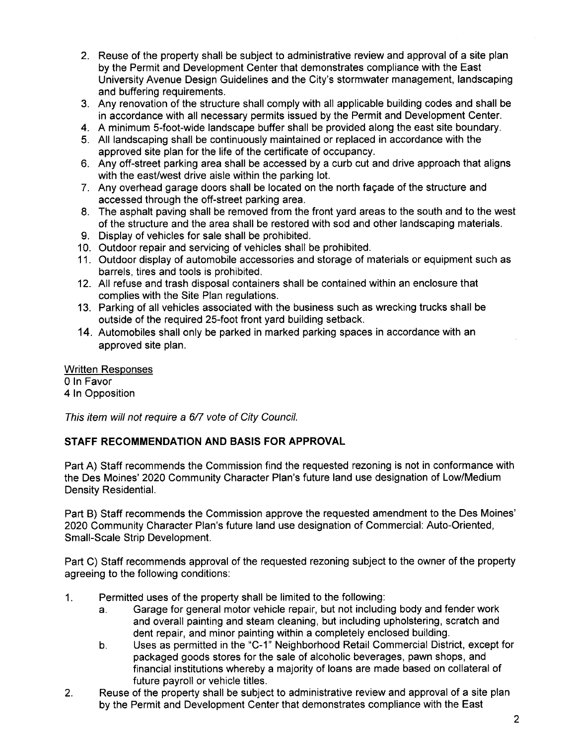2. Reuse of the property shall be subject to administrative review and approval of a site plan by the Permit and Development Center that demonstrates compliance with the East University Avenue Design Guidelines and the City's stormwater management, landscaping and buffering requirements.
3. Any renovation of the structure shall comply with all applicable building codes and shall be in accordance with all necessary permits issued by the Permit and Development Center.
4. A minimum 5-foot-wide landscape buffer shall be provided along the east site boundary.
5. All landscaping shall be continuously maintained or replaced in accordance with the approved site plan for the life of the certificate of occupancy.
6. Any off-street parking area shall be accessed by a curb cut and drive approach that aligns with the east/west drive aisle within the parking lot.
7. Any overhead garage doors shall be located on the north façade of the structure and accessed through the off-street parking area.
8. The asphalt paving shall be removed from the front yard areas to the south and to the west of the structure and the area shall be restored with sod and other landscaping materials.
9. Display of vehicles for sale shall be prohibited.
10. Outdoor repair and servicing of vehicles shall be prohibited.
11. Outdoor display of automobile accessories and storage of materials or equipment such as barrels, tires and tools is prohibited.
12. All refuse and trash disposal containers shall be contained within an enclosure that complies with the Site Plan regulations.
13. Parking of all vehicles associated with the business such as wrecking trucks shall be outside of the required 25-foot front yard building setback.
14. Automobiles shall only be parked in marked parking spaces in accordance with an approved site plan.

Written Responses
0 In Favor
4 In Opposition

*This item will not require a 6/7 vote of City Council.*

**STAFF RECOMMENDATION AND BASIS FOR APPROVAL**

Part A) Staff recommends the Commission find the requested rezoning is not in conformance with the Des Moines' 2020 Community Character Plan's future land use designation of Low/Medium Density Residential.

Part B) Staff recommends the Commission approve the requested amendment to the Des Moines' 2020 Community Character Plan's future land use designation of Commercial: Auto-Oriented, Small-Scale Strip Development.

Part C) Staff recommends approval of the requested rezoning subject to the owner of the property agreeing to the following conditions:

1. Permitted uses of the property shall be limited to the following:
   a. Garage for general motor vehicle repair, but not including body and fender work and overall painting and steam cleaning, but including upholstering, scratch and dent repair, and minor painting within a completely enclosed building.
   b. Uses as permitted in the "C-1" Neighborhood Retail Commercial District, except for packaged goods stores for the sale of alcoholic beverages, pawn shops, and financial institutions whereby a majority of loans are made based on collateral of future payroll or vehicle titles.
2. Reuse of the property shall be subject to administrative review and approval of a site plan by the Permit and Development Center that demonstrates compliance with the East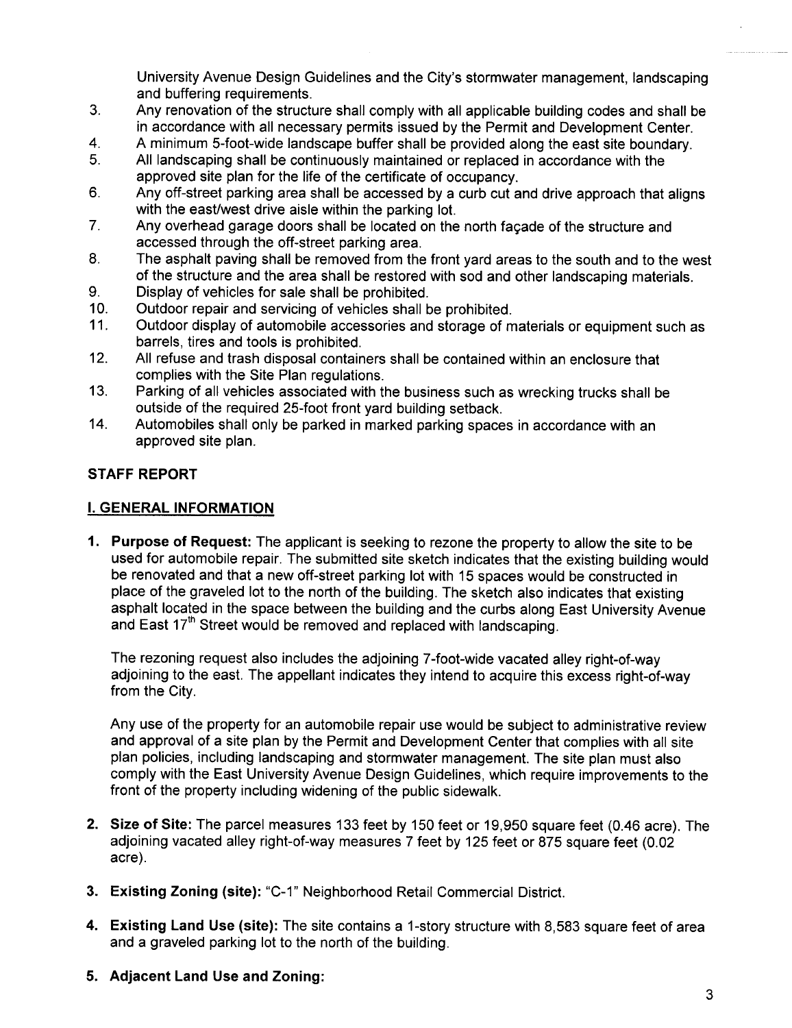University Avenue Design Guidelines and the City's stormwater management, landscaping and buffering requirements.

3. Any renovation of the structure shall comply with all applicable building codes and shall be in accordance with all necessary permits issued by the Permit and Development Center.
4. A minimum 5-foot-wide landscape buffer shall be provided along the east site boundary.
5. All landscaping shall be continuously maintained or replaced in accordance with the approved site plan for the life of the certificate of occupancy.
6. Any off-street parking area shall be accessed by a curb cut and drive approach that aligns with the east/west drive aisle within the parking lot.
7. Any overhead garage doors shall be located on the north façade of the structure and accessed through the off-street parking area.
8. The asphalt paving shall be removed from the front yard areas to the south and to the west of the structure and the area shall be restored with sod and other landscaping materials.
9. Display of vehicles for sale shall be prohibited.
10. Outdoor repair and servicing of vehicles shall be prohibited.
11. Outdoor display of automobile accessories and storage of materials or equipment such as barrels, tires and tools is prohibited.
12. All refuse and trash disposal containers shall be contained within an enclosure that complies with the Site Plan regulations.
13. Parking of all vehicles associated with the business such as wrecking trucks shall be outside of the required 25-foot front yard building setback.
14. Automobiles shall only be parked in marked parking spaces in accordance with an approved site plan.

## STAFF REPORT

### I. GENERAL INFORMATION

1. **Purpose of Request:** The applicant is seeking to rezone the property to allow the site to be used for automobile repair. The submitted site sketch indicates that the existing building would be renovated and that a new off-street parking lot with 15 spaces would be constructed in place of the graveled lot to the north of the building. The sketch also indicates that existing asphalt located in the space between the building and the curbs along East University Avenue and East 17th Street would be removed and replaced with landscaping.

   The rezoning request also includes the adjoining 7-foot-wide vacated alley right-of-way adjoining to the east. The appellant indicates they intend to acquire this excess right-of-way from the City.

   Any use of the property for an automobile repair use would be subject to administrative review and approval of a site plan by the Permit and Development Center that complies with all site plan policies, including landscaping and stormwater management. The site plan must also comply with the East University Avenue Design Guidelines, which require improvements to the front of the property including widening of the public sidewalk.

2. **Size of Site:** The parcel measures 133 feet by 150 feet or 19,950 square feet (0.46 acre). The adjoining vacated alley right-of-way measures 7 feet by 125 feet or 875 square feet (0.02 acre).

3. **Existing Zoning (site):** "C-1" Neighborhood Retail Commercial District.

4. **Existing Land Use (site):** The site contains a 1-story structure with 8,583 square feet of area and a graveled parking lot to the north of the building.

5. **Adjacent Land Use and Zoning:**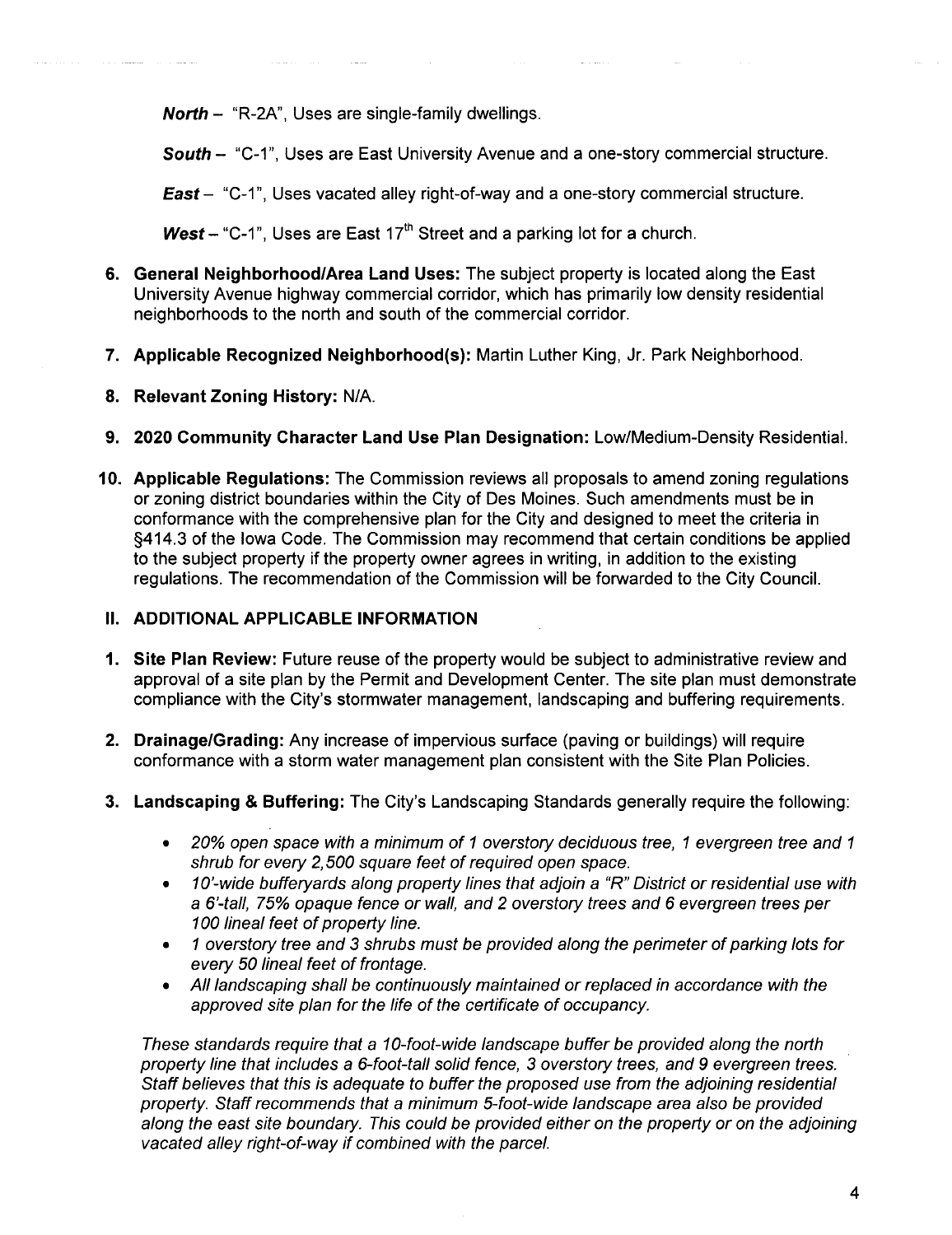**North** – "R-2A", Uses are single-family dwellings.

**South** – "C-1", Uses are East University Avenue and a one-story commercial structure.

**East** – "C-1", Uses vacated alley right-of-way and a one-story commercial structure.

**West** – "C-1", Uses are East 17th Street and a parking lot for a church.

6. **General Neighborhood/Area Land Uses:** The subject property is located along the East University Avenue highway commercial corridor, which has primarily low density residential neighborhoods to the north and south of the commercial corridor.

7. **Applicable Recognized Neighborhood(s):** Martin Luther King, Jr. Park Neighborhood.

8. **Relevant Zoning History:** N/A.

9. **2020 Community Character Land Use Plan Designation:** Low/Medium-Density Residential.

10. **Applicable Regulations:** The Commission reviews all proposals to amend zoning regulations or zoning district boundaries within the City of Des Moines. Such amendments must be in conformance with the comprehensive plan for the City and designed to meet the criteria in §414.3 of the Iowa Code. The Commission may recommend that certain conditions be applied to the subject property if the property owner agrees in writing, in addition to the existing regulations. The recommendation of the Commission will be forwarded to the City Council.

## II. ADDITIONAL APPLICABLE INFORMATION

1. **Site Plan Review:** Future reuse of the property would be subject to administrative review and approval of a site plan by the Permit and Development Center. The site plan must demonstrate compliance with the City's stormwater management, landscaping and buffering requirements.

2. **Drainage/Grading:** Any increase of impervious surface (paving or buildings) will require conformance with a storm water management plan consistent with the Site Plan Policies.

3. **Landscaping & Buffering:** The City's Landscaping Standards generally require the following:

   - *20% open space with a minimum of 1 overstory deciduous tree, 1 evergreen tree and 1 shrub for every 2,500 square feet of required open space.*
   - *10'-wide bufferyards along property lines that adjoin a "R" District or residential use with a 6'-tall, 75% opaque fence or wall, and 2 overstory trees and 6 evergreen trees per 100 lineal feet of property line.*
   - *1 overstory tree and 3 shrubs must be provided along the perimeter of parking lots for every 50 lineal feet of frontage.*
   - *All landscaping shall be continuously maintained or replaced in accordance with the approved site plan for the life of the certificate of occupancy.*

   *These standards require that a 10-foot-wide landscape buffer be provided along the north property line that includes a 6-foot-tall solid fence, 3 overstory trees, and 9 evergreen trees. Staff believes that this is adequate to buffer the proposed use from the adjoining residential property. Staff recommends that a minimum 5-foot-wide landscape area also be provided along the east site boundary. This could be provided either on the property or on the adjoining vacated alley right-of-way if combined with the parcel.*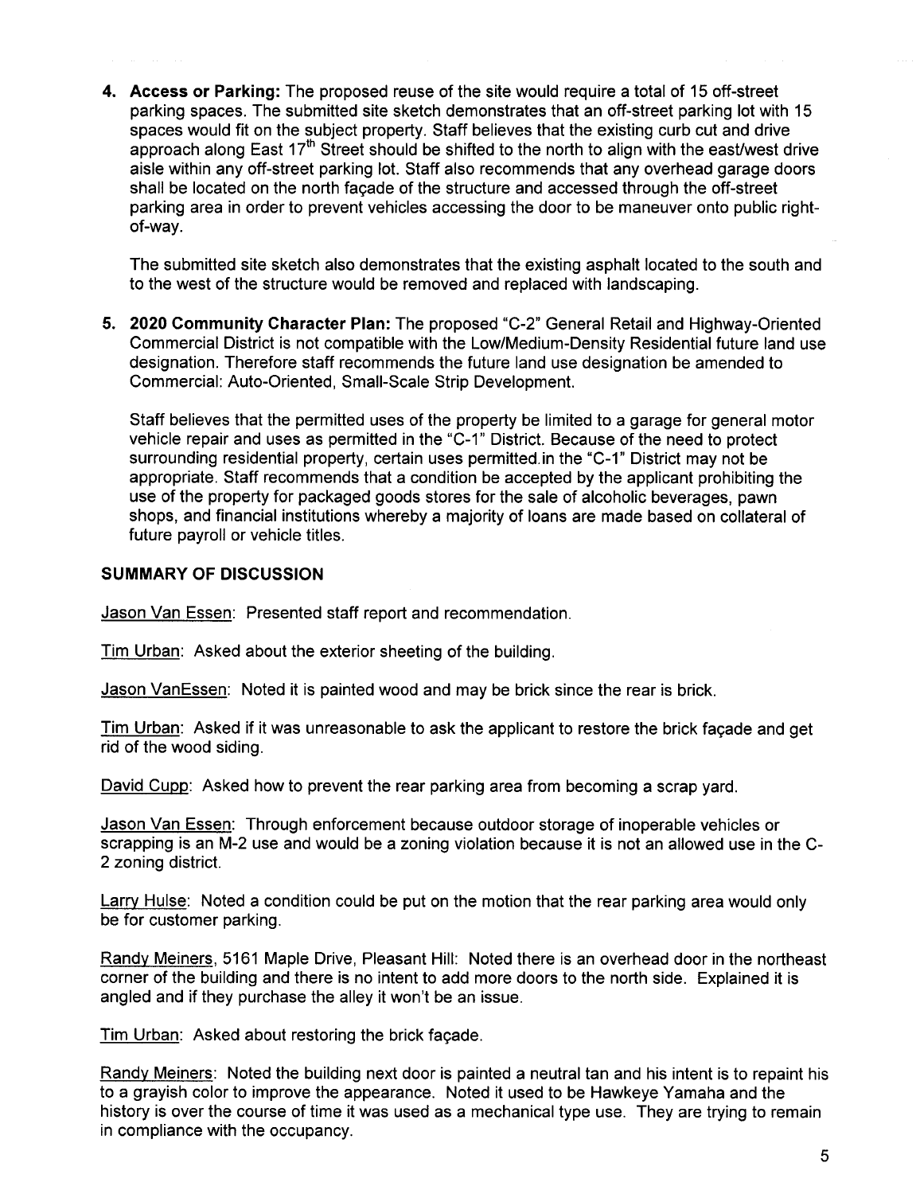4. **Access or Parking:** The proposed reuse of the site would require a total of 15 off-street parking spaces. The submitted site sketch demonstrates that an off-street parking lot with 15 spaces would fit on the subject property. Staff believes that the existing curb cut and drive approach along East 17th Street should be shifted to the north to align with the east/west drive aisle within any off-street parking lot. Staff also recommends that any overhead garage doors shall be located on the north façade of the structure and accessed through the off-street parking area in order to prevent vehicles accessing the door to be maneuver onto public right-of-way.

   The submitted site sketch also demonstrates that the existing asphalt located to the south and to the west of the structure would be removed and replaced with landscaping.

5. **2020 Community Character Plan:** The proposed "C-2" General Retail and Highway-Oriented Commercial District is not compatible with the Low/Medium-Density Residential future land use designation. Therefore staff recommends the future land use designation be amended to Commercial: Auto-Oriented, Small-Scale Strip Development.

   Staff believes that the permitted uses of the property be limited to a garage for general motor vehicle repair and uses as permitted in the "C-1" District. Because of the need to protect surrounding residential property, certain uses permitted.in the "C-1" District may not be appropriate. Staff recommends that a condition be accepted by the applicant prohibiting the use of the property for packaged goods stores for the sale of alcoholic beverages, pawn shops, and financial institutions whereby a majority of loans are made based on collateral of future payroll or vehicle titles.

## SUMMARY OF DISCUSSION

Jason Van Essen: Presented staff report and recommendation.

Tim Urban: Asked about the exterior sheeting of the building.

Jason VanEssen: Noted it is painted wood and may be brick since the rear is brick.

Tim Urban: Asked if it was unreasonable to ask the applicant to restore the brick façade and get rid of the wood siding.

David Cupp: Asked how to prevent the rear parking area from becoming a scrap yard.

Jason Van Essen: Through enforcement because outdoor storage of inoperable vehicles or scrapping is an M-2 use and would be a zoning violation because it is not an allowed use in the C-2 zoning district.

Larry Hulse: Noted a condition could be put on the motion that the rear parking area would only be for customer parking.

Randy Meiners, 5161 Maple Drive, Pleasant Hill: Noted there is an overhead door in the northeast corner of the building and there is no intent to add more doors to the north side. Explained it is angled and if they purchase the alley it won't be an issue.

Tim Urban: Asked about restoring the brick façade.

Randy Meiners: Noted the building next door is painted a neutral tan and his intent is to repaint his to a grayish color to improve the appearance. Noted it used to be Hawkeye Yamaha and the history is over the course of time it was used as a mechanical type use. They are trying to remain in compliance with the occupancy.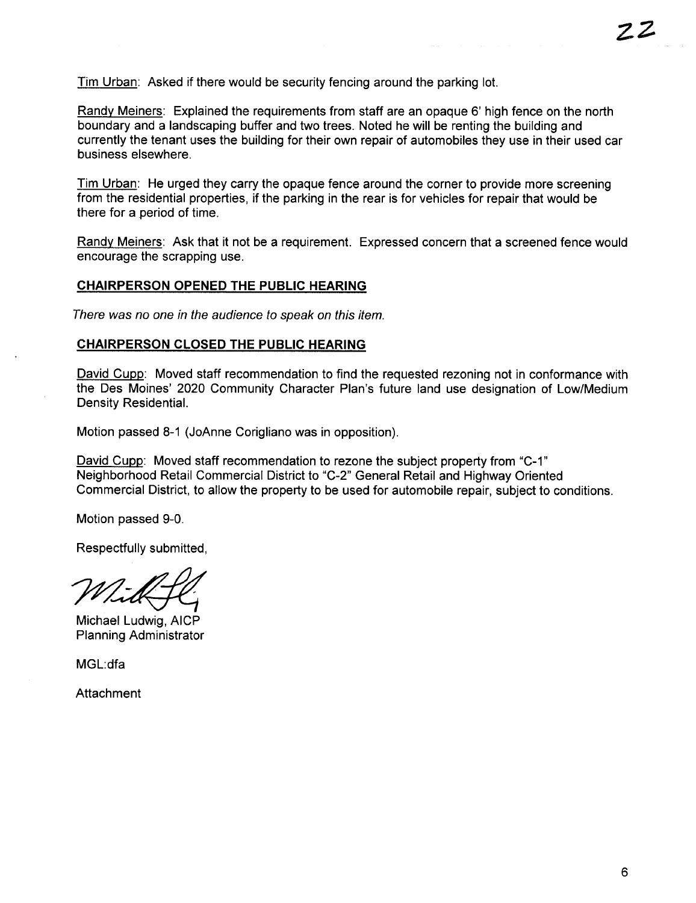Tim Urban: Asked if there would be security fencing around the parking lot.

Randy Meiners: Explained the requirements from staff are an opaque 6' high fence on the north boundary and a landscaping buffer and two trees. Noted he will be renting the building and currently the tenant uses the building for their own repair of automobiles they use in their used car business elsewhere.

Tim Urban: He urged they carry the opaque fence around the corner to provide more screening from the residential properties, if the parking in the rear is for vehicles for repair that would be there for a period of time.

Randy Meiners: Ask that it not be a requirement. Expressed concern that a screened fence would encourage the scrapping use.

**CHAIRPERSON OPENED THE PUBLIC HEARING**

*There was no one in the audience to speak on this item.*

**CHAIRPERSON CLOSED THE PUBLIC HEARING**

David Cupp: Moved staff recommendation to find the requested rezoning not in conformance with the Des Moines' 2020 Community Character Plan's future land use designation of Low/Medium Density Residential.

Motion passed 8-1 (JoAnne Corigliano was in opposition).

David Cupp: Moved staff recommendation to rezone the subject property from "C-1" Neighborhood Retail Commercial District to "C-2" General Retail and Highway Oriented Commercial District, to allow the property to be used for automobile repair, subject to conditions.

Motion passed 9-0.

Respectfully submitted,

Michael Ludwig, AICP
Planning Administrator

MGL:dfa

Attachment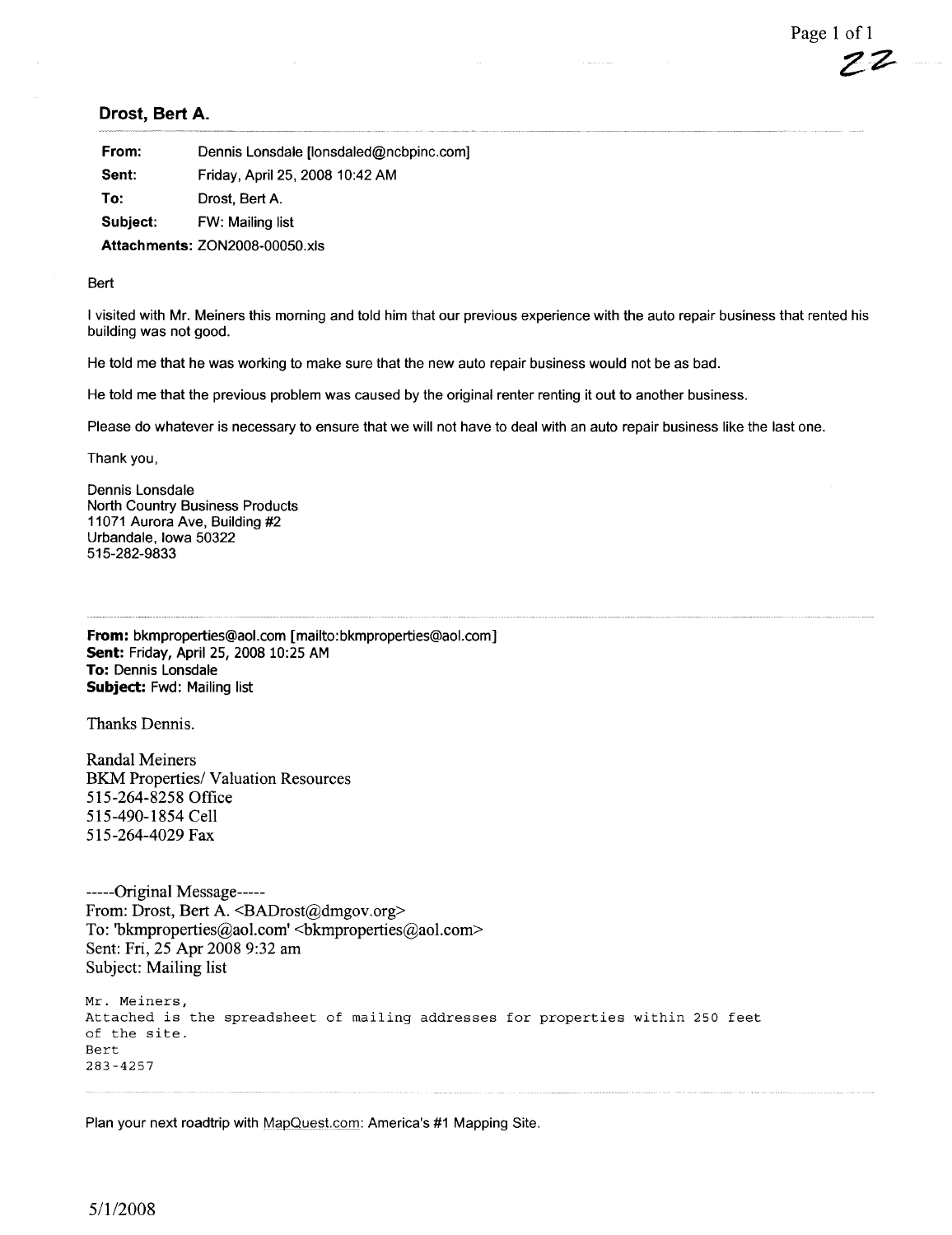## Drost, Bert A.

| | |
|---|---|
| **From:** | Dennis Lonsdale [lonsdaled@ncbpinc.com] |
| **Sent:** | Friday, April 25, 2008 10:42 AM |
| **To:** | Drost, Bert A. |
| **Subject:** | FW: Mailing list |
| **Attachments:** | ZON2008-00050.xls |

Bert

I visited with Mr. Meiners this morning and told him that our previous experience with the auto repair business that rented his building was not good.

He told me that he was working to make sure that the new auto repair business would not be as bad.

He told me that the previous problem was caused by the original renter renting it out to another business.

Please do whatever is necessary to ensure that we will not have to deal with an auto repair business like the last one.

Thank you,

Dennis Lonsdale
North Country Business Products
11071 Aurora Ave, Building #2
Urbandale, Iowa 50322
515-282-9833

---

**From:** bkmproperties@aol.com [mailto:bkmproperties@aol.com]
**Sent:** Friday, April 25, 2008 10:25 AM
**To:** Dennis Lonsdale
**Subject:** Fwd: Mailing list

Thanks Dennis.

Randal Meiners
BKM Properties/ Valuation Resources
515-264-8258 Office
515-490-1854 Cell
515-264-4029 Fax

-----Original Message-----
From: Drost, Bert A. <BADrost@dmgov.org>
To: 'bkmproperties@aol.com' <bkmproperties@aol.com>
Sent: Fri, 25 Apr 2008 9:32 am
Subject: Mailing list

```
Mr. Meiners,
Attached is the spreadsheet of mailing addresses for properties within 250 feet
of the site.
Bert
283-4257
```

---

Plan your next roadtrip with MapQuest.com: America's #1 Mapping Site.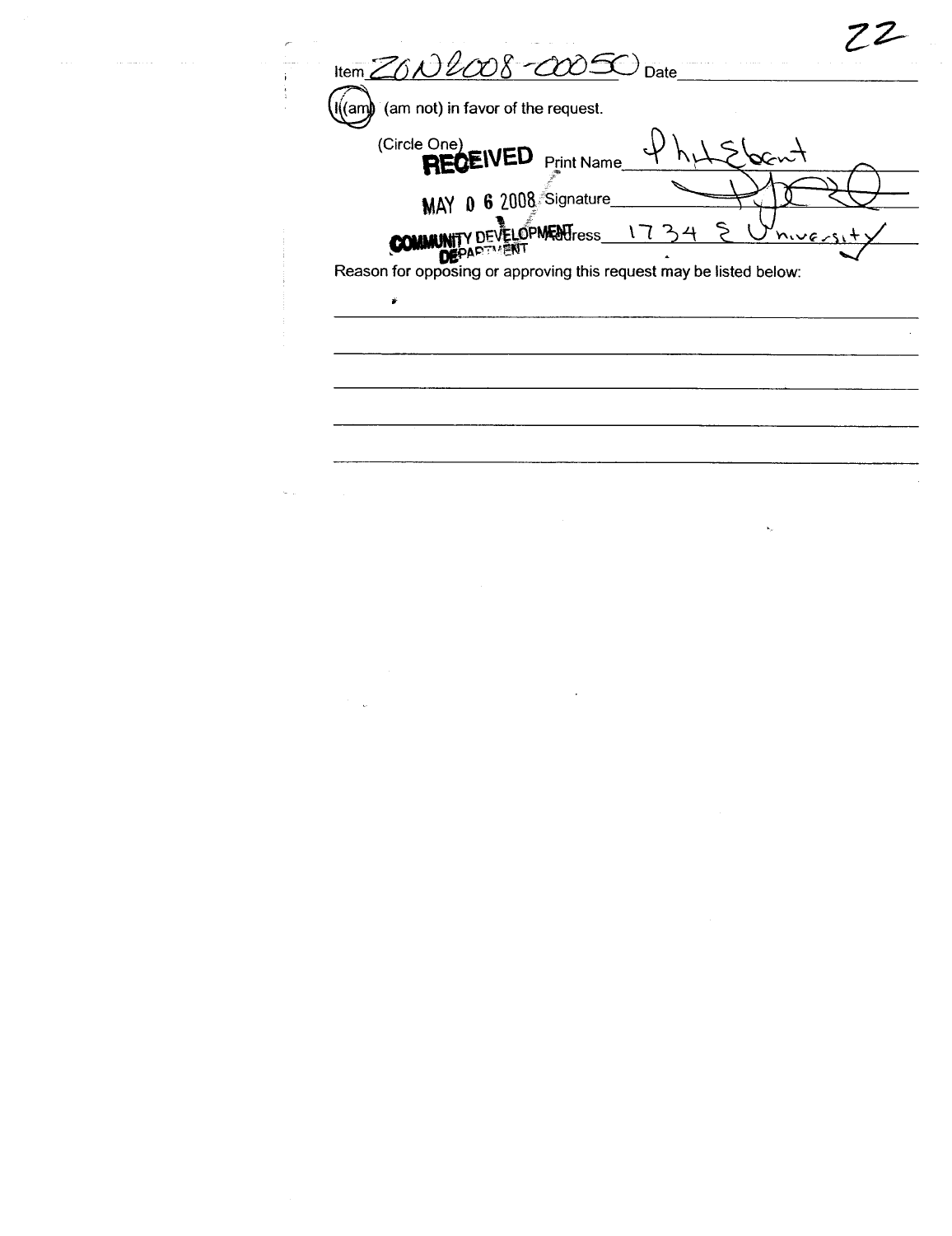22

Item ZON2008-00050 Date\_\_\_\_\_\_\_\_\_\_

I (am) (am not) in favor of the request.

(Circle One)

**RECEIVED**

MAY 06 2008

**COMMUNITY DEVELOPMENT DEPARTMENT**

Print Name Phil Ebert

Signature \_\_\_\_\_\_\_\_\_\_

Address 1734 S University

Reason for opposing or approving this request may be listed below:

\_\_\_\_\_\_\_\_\_\_\_\_\_\_\_\_\_\_\_\_\_\_\_\_\_\_\_\_\_\_\_\_\_\_\_\_\_\_\_\_\_\_\_\_\_\_\_\_\_\_

\_\_\_\_\_\_\_\_\_\_\_\_\_\_\_\_\_\_\_\_\_\_\_\_\_\_\_\_\_\_\_\_\_\_\_\_\_\_\_\_\_\_\_\_\_\_\_\_\_\_

\_\_\_\_\_\_\_\_\_\_\_\_\_\_\_\_\_\_\_\_\_\_\_\_\_\_\_\_\_\_\_\_\_\_\_\_\_\_\_\_\_\_\_\_\_\_\_\_\_\_

\_\_\_\_\_\_\_\_\_\_\_\_\_\_\_\_\_\_\_\_\_\_\_\_\_\_\_\_\_\_\_\_\_\_\_\_\_\_\_\_\_\_\_\_\_\_\_\_\_\_

\_\_\_\_\_\_\_\_\_\_\_\_\_\_\_\_\_\_\_\_\_\_\_\_\_\_\_\_\_\_\_\_\_\_\_\_\_\_\_\_\_\_\_\_\_\_\_\_\_\_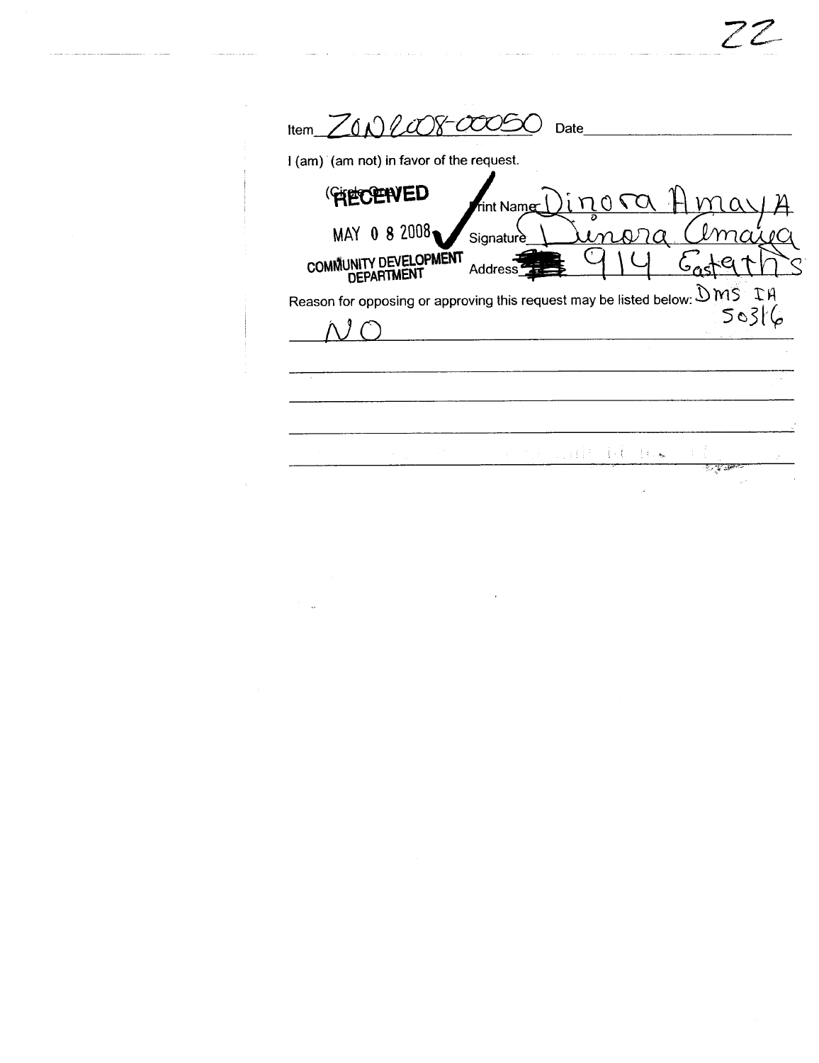22

Item ZON2008-00050 Date ____________

I (am) (am not) in favor of the request.

(Circle One)

RECEIVED

MAY 0 8 2008

COMMUNITY DEVELOPMENT DEPARTMENT

Print Name Dinora Amaya

Signature Dinora Amaya

Address 914 East 9th S Dms IA 50316

Reason for opposing or approving this request may be listed below:

NO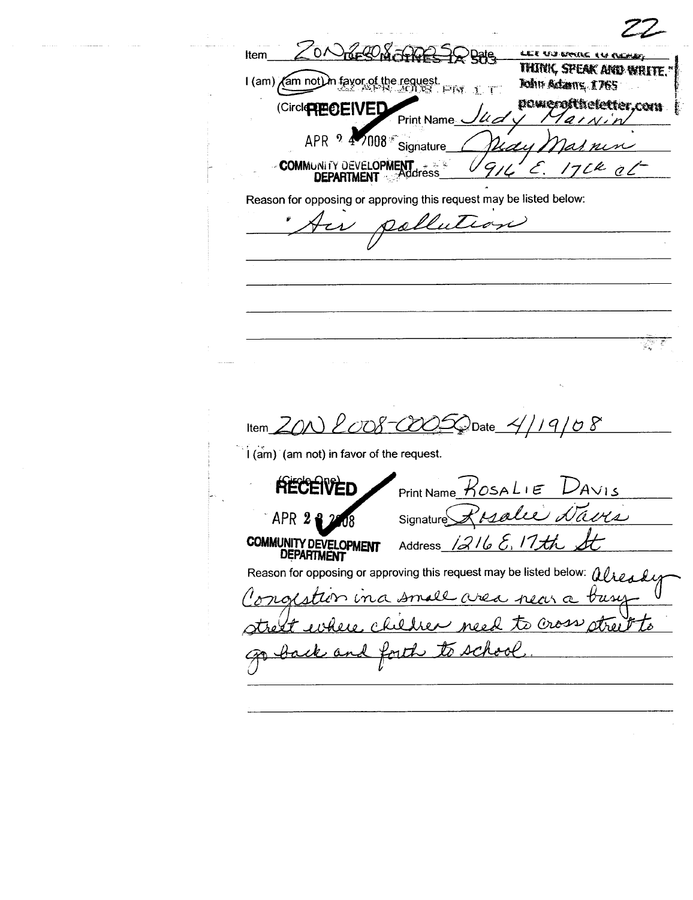22

Item ZON 2008-00050 Date

I (am) (am not) in favor of the request.

(Circle One)

RECEIVED

APR 24 2008

COMMUNITY DEVELOPMENT DEPARTMENT

Print Name Judy Mainin

Signature Judy Mainin

Address 916 E. 17th St

"LET US DARE TO READ, THINK, SPEAK AND WRITE." John Adams, 1765

poweroftheletter.com

Reason for opposing or approving this request may be listed below:

Air pollution

---

Item ZON 2008-00050 Date 4/19/08

I (am) (am not) in favor of the request.

(Circle One)

RECEIVED

APR 28 2008

COMMUNITY DEVELOPMENT DEPARTMENT

Print Name ROSALIE DAVIS

Signature Rosalie Davis

Address 1216 E. 17th St

Reason for opposing or approving this request may be listed below: Already Congestion in a small area near a busy street where children need to cross street to go back and forth to school.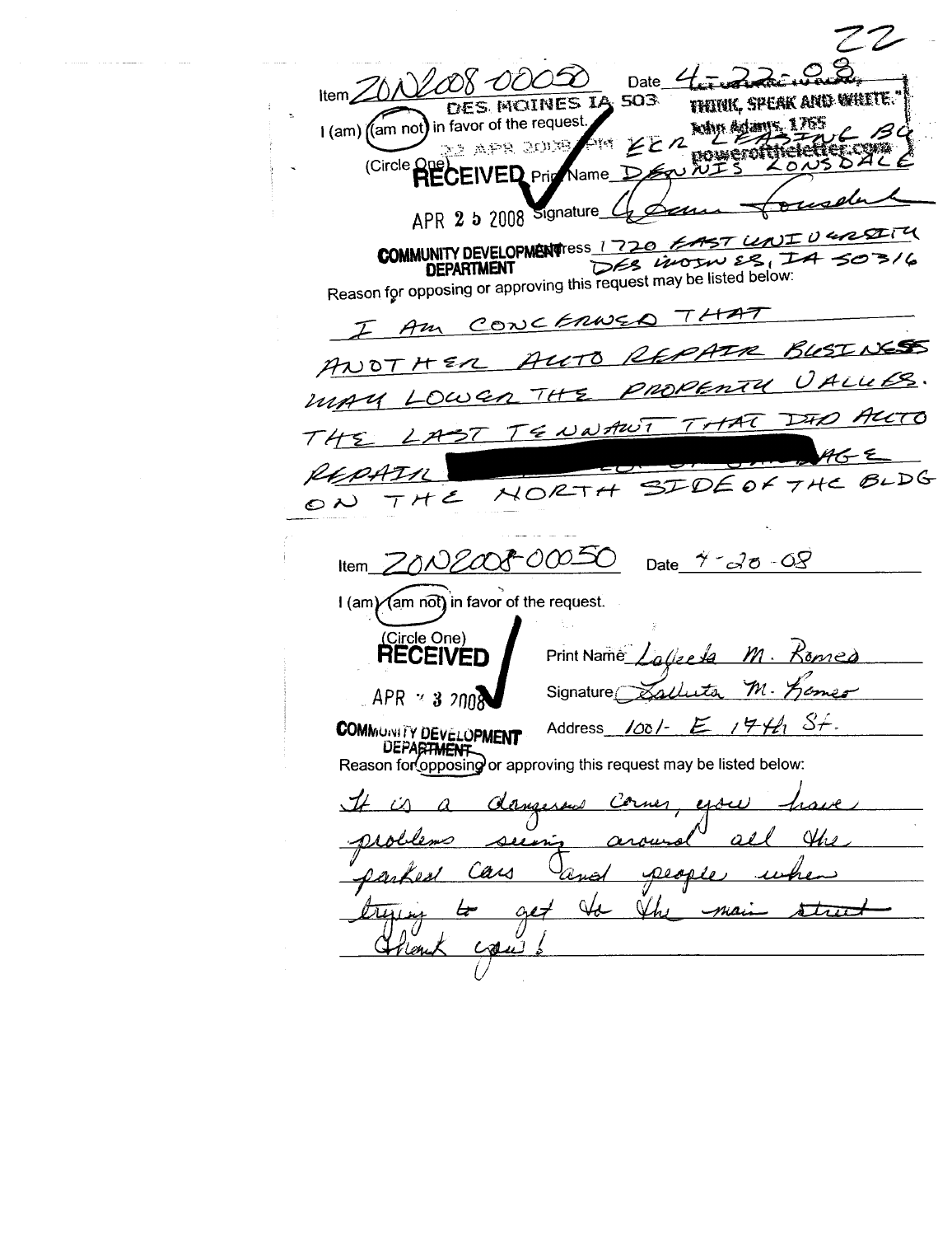22

Item ZON2008-00050 Date 4-22-08

DES MOINES IA 503

"THINK, SPEAK AND WRITE."
John Adams, 1765
poweroftheletter.com

I (am) (am not) in favor of the request.

22 APR 2008 PM

(Circle One)

RECEIVED

APR 2 5 2008

COMMUNITY DEVELOPMENT DEPARTMENT

Print Name DENNIS LONSDALE

Signature [signature]

Address 1720 EAST UNIVERSITY
DES MOINES, IA 50316

Reason for opposing or approving this request may be listed below:

I AM CONCERNED THAT ANOTHER AUTO REPAIR BUSINESS MAY LOWER THE PROPERTY VALUES. THE LAST TENANT THAT DID AUTO REPAIR [redacted] AGE ON THE NORTH SIDE OF THE BLDG

---

Item ZON2008-00050 Date 4-20-08

I (am) (am not) in favor of the request.

(Circle One)

RECEIVED

APR 23 2008

COMMUNITY DEVELOPMENT DEPARTMENT

Print Name Lalleta M. Romeo

Signature Lalleta M. Romeo

Address 1001- E 17th St.

Reason for (opposing) or approving this request may be listed below:

It is a dangerous corner, you have problems seeing around all the parked cars and people when trying to get to the main street
Thank you!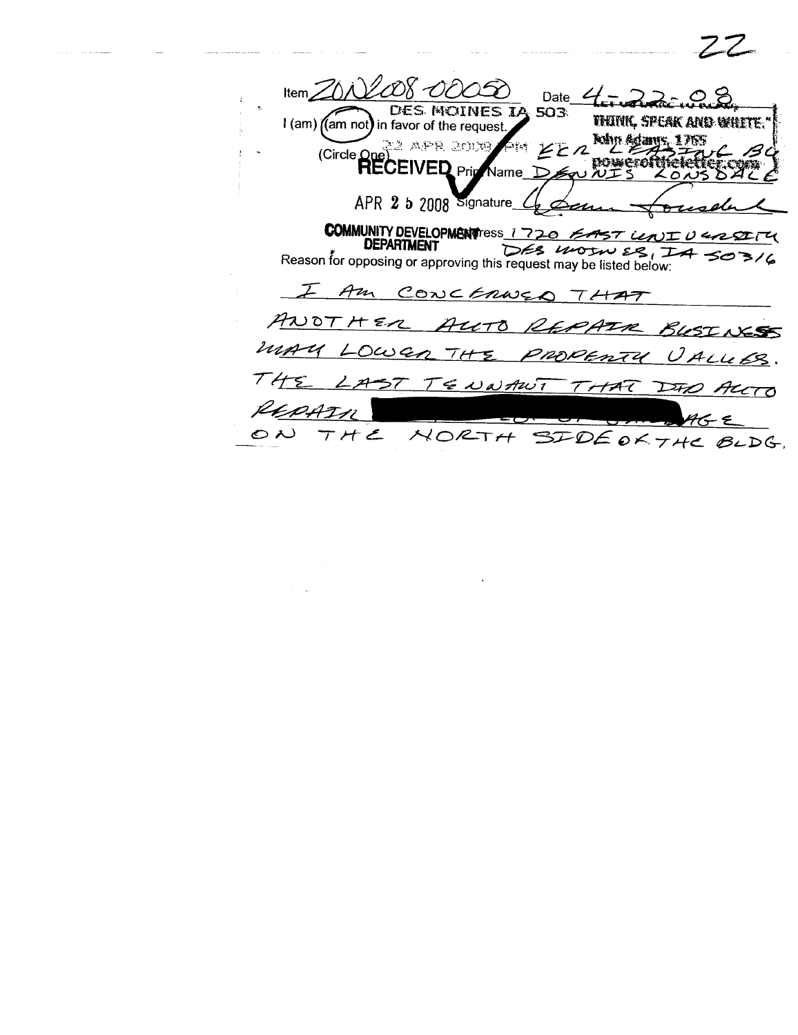22

Item ZON2008-00050 Date 4-22-08

I (am) (am not) in favor of the request.

(Circle One)

RECEIVED

APR 25 2008

COMMUNITY DEVELOPMENT DEPARTMENT

DES MOINES IA 503

"THINK, SPEAK AND WRITE."
John Adams, 1765
powerofthelletter.com

22 APR 2008 PM

Print Name KER LEASING BY DENNIS LONSDALE

Signature

Address 1720 EAST UNIVERSITY DES MOINES, IA 50316

Reason for opposing or approving this request may be listed below:

I AM CONCERNED THAT ANOTHER AUTO REPAIR BUSINESS MAY LOWER THE PROPERTY VALUES. THE LAST TENNANT THAT DID AUTO REPAIR [REDACTED] AGE ON THE NORTH SIDE OF THE BLDG.